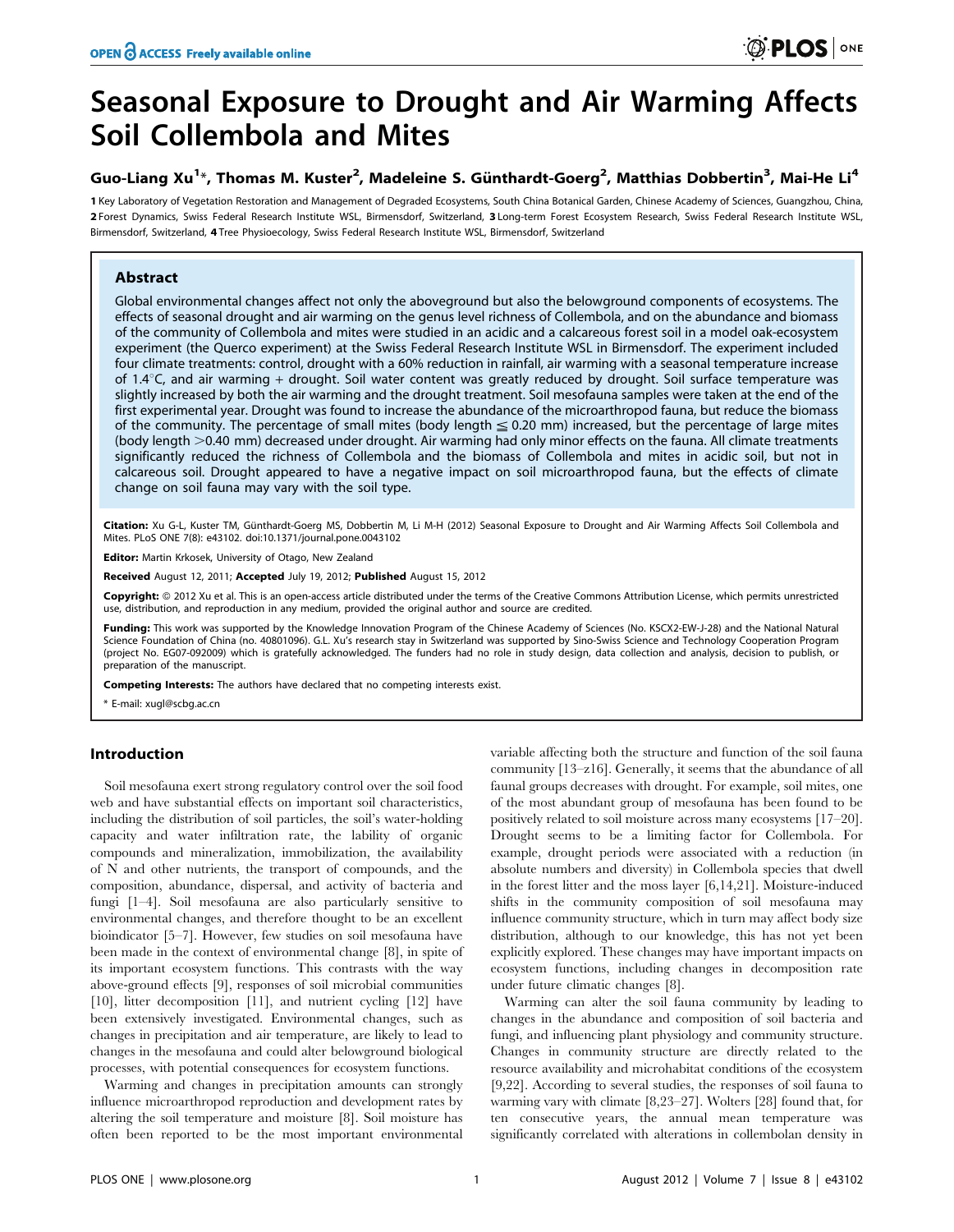# Seasonal Exposure to Drought and Air Warming Affects Soil Collembola and Mites

**Guo-Liang Xu[1]*, Thomas M. Kuster[2], Madeleine S. Günthardt-Goerg[2], Matthias Dobbertin[3], Mai-He Li[4]**

[1] Key Laboratory of Vegetation Restoration and Management of Degraded Ecosystems, South China Botanical Garden, Chinese Academy of Sciences, Guangzhou, China, [2] Forest Dynamics, Swiss Federal Research Institute WSL, Birmensdorf, Switzerland, [3] Long-term Forest Ecosystem Research, Swiss Federal Research Institute WSL, Birmensdorf, Switzerland, [4] Tree Physioecology, Swiss Federal Research Institute WSL, Birmensdorf, Switzerland

## Abstract

Global environmental changes affect not only the aboveground but also the belowground components of ecosystems. The effects of seasonal drought and air warming on the genus level richness of Collembola, and on the abundance and biomass of the community of Collembola and mites were studied in an acidic and a calcareous forest soil in a model oak-ecosystem experiment (the Querco experiment) at the Swiss Federal Research Institute WSL in Birmensdorf. The experiment included four climate treatments: control, drought with a 60% reduction in rainfall, air warming with a seasonal temperature increase of 1.4°C, and air warming + drought. Soil water content was greatly reduced by drought. Soil surface temperature was slightly increased by both the air warming and the drought treatment. Soil mesofauna samples were taken at the end of the first experimental year. Drought was found to increase the abundance of the microarthropod fauna, but reduce the biomass of the community. The percentage of small mites (body length ≦ 0.20 mm) increased, but the percentage of large mites (body length >0.40 mm) decreased under drought. Air warming had only minor effects on the fauna. All climate treatments significantly reduced the richness of Collembola and the biomass of Collembola and mites in acidic soil, but not in calcareous soil. Drought appeared to have a negative impact on soil microarthropod fauna, but the effects of climate change on soil fauna may vary with the soil type.

**Citation:** Xu G-L, Kuster TM, Günthardt-Goerg MS, Dobbertin M, Li M-H (2012) Seasonal Exposure to Drought and Air Warming Affects Soil Collembola and Mites. PLoS ONE 7(8): e43102. doi:10.1371/journal.pone.0043102

**Editor:** Martin Krkosek, University of Otago, New Zealand

**Received** August 12, 2011; **Accepted** July 19, 2012; **Published** August 15, 2012

**Copyright:** © 2012 Xu et al. This is an open-access article distributed under the terms of the Creative Commons Attribution License, which permits unrestricted use, distribution, and reproduction in any medium, provided the original author and source are credited.

**Funding:** This work was supported by the Knowledge Innovation Program of the Chinese Academy of Sciences (No. KSCX2-EW-J-28) and the National Natural Science Foundation of China (no. 40801096). G.L. Xu's research stay in Switzerland was supported by Sino-Swiss Science and Technology Cooperation Program (project No. EG07-092009) which is gratefully acknowledged. The funders had no role in study design, data collection and analysis, decision to publish, or preparation of the manuscript.

**Competing Interests:** The authors have declared that no competing interests exist.

\* E-mail: xugl@scbg.ac.cn

## Introduction

Soil mesofauna exert strong regulatory control over the soil food web and have substantial effects on important soil characteristics, including the distribution of soil particles, the soil's water-holding capacity and water infiltration rate, the lability of organic compounds and mineralization, immobilization, the availability of N and other nutrients, the transport of compounds, and the composition, abundance, dispersal, and activity of bacteria and fungi [1–4]. Soil mesofauna are also particularly sensitive to environmental changes, and therefore thought to be an excellent bioindicator [5–7]. However, few studies on soil mesofauna have been made in the context of environmental change [8], in spite of its important ecosystem functions. This contrasts with the way above-ground effects [9], responses of soil microbial communities [10], litter decomposition [11], and nutrient cycling [12] have been extensively investigated. Environmental changes, such as changes in precipitation and air temperature, are likely to lead to changes in the mesofauna and could alter belowground biological processes, with potential consequences for ecosystem functions.

Warming and changes in precipitation amounts can strongly influence microarthropod reproduction and development rates by altering the soil temperature and moisture [8]. Soil moisture has often been reported to be the most important environmental variable affecting both the structure and function of the soil fauna community [13–z16]. Generally, it seems that the abundance of all faunal groups decreases with drought. For example, soil mites, one of the most abundant group of mesofauna has been found to be positively related to soil moisture across many ecosystems [17–20]. Drought seems to be a limiting factor for Collembola. For example, drought periods were associated with a reduction (in absolute numbers and diversity) in Collembola species that dwell in the forest litter and the moss layer [6,14,21]. Moisture-induced shifts in the community composition of soil mesofauna may influence community structure, which in turn may affect body size distribution, although to our knowledge, this has not yet been explicitly explored. These changes may have important impacts on ecosystem functions, including changes in decomposition rate under future climatic changes [8].

Warming can alter the soil fauna community by leading to changes in the abundance and composition of soil bacteria and fungi, and influencing plant physiology and community structure. Changes in community structure are directly related to the resource availability and microhabitat conditions of the ecosystem [9,22]. According to several studies, the responses of soil fauna to warming vary with climate [8,23–27]. Wolters [28] found that, for ten consecutive years, the annual mean temperature was significantly correlated with alterations in collembolan density in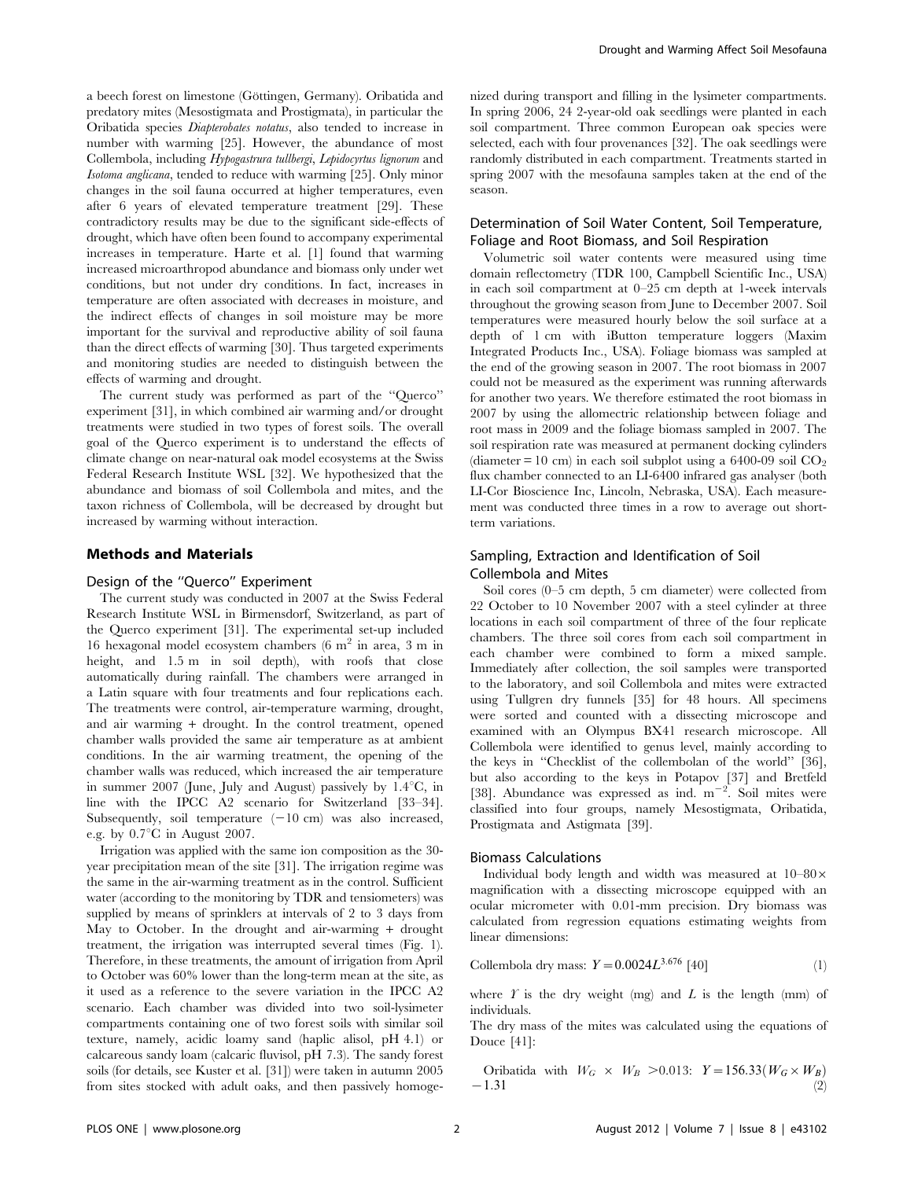a beech forest on limestone (Göttingen, Germany). Oribatida and predatory mites (Mesostigmata and Prostigmata), in particular the Oribatida species *Diapterobates notatus*, also tended to increase in number with warming [25]. However, the abundance of most Collembola, including *Hypogastrura tullbergi*, *Lepidocyrtus lignorum* and *Isotoma anglicana*, tended to reduce with warming [25]. Only minor changes in the soil fauna occurred at higher temperatures, even after 6 years of elevated temperature treatment [29]. These contradictory results may be due to the significant side-effects of drought, which have often been found to accompany experimental increases in temperature. Harte et al. [1] found that warming increased microarthropod abundance and biomass only under wet conditions, but not under dry conditions. In fact, increases in temperature are often associated with decreases in moisture, and the indirect effects of changes in soil moisture may be more important for the survival and reproductive ability of soil fauna than the direct effects of warming [30]. Thus targeted experiments and monitoring studies are needed to distinguish between the effects of warming and drought.

The current study was performed as part of the "Querco" experiment [31], in which combined air warming and/or drought treatments were studied in two types of forest soils. The overall goal of the Querco experiment is to understand the effects of climate change on near-natural oak model ecosystems at the Swiss Federal Research Institute WSL [32]. We hypothesized that the abundance and biomass of soil Collembola and mites, and the taxon richness of Collembola, will be decreased by drought but increased by warming without interaction.

## Methods and Materials

### Design of the "Querco" Experiment

The current study was conducted in 2007 at the Swiss Federal Research Institute WSL in Birmensdorf, Switzerland, as part of the Querco experiment [31]. The experimental set-up included 16 hexagonal model ecosystem chambers (6 $m^2$ in area, 3 m in height, and 1.5 m in soil depth), with roofs that close automatically during rainfall. The chambers were arranged in a Latin square with four treatments and four replications each. The treatments were control, air-temperature warming, drought, and air warming + drought. In the control treatment, opened chamber walls provided the same air temperature as at ambient conditions. In the air warming treatment, the opening of the chamber walls was reduced, which increased the air temperature in summer 2007 (June, July and August) passively by 1.4°C, in line with the IPCC A2 scenario for Switzerland [33–34]. Subsequently, soil temperature (−10 cm) was also increased, e.g. by 0.7°C in August 2007.

Irrigation was applied with the same ion composition as the 30-year precipitation mean of the site [31]. The irrigation regime was the same in the air-warming treatment as in the control. Sufficient water (according to the monitoring by TDR and tensiometers) was supplied by means of sprinklers at intervals of 2 to 3 days from May to October. In the drought and air-warming + drought treatment, the irrigation was interrupted several times (Fig. 1). Therefore, in these treatments, the amount of irrigation from April to October was 60% lower than the long-term mean at the site, as it used as a reference to the severe variation in the IPCC A2 scenario. Each chamber was divided into two soil-lysimeter compartments containing one of two forest soils with similar soil texture, namely, acidic loamy sand (haplic alisol, pH 4.1) or calcareous sandy loam (calcaric fluvisol, pH 7.3). The sandy forest soils (for details, see Kuster et al. [31]) were taken in autumn 2005 from sites stocked with adult oaks, and then passively homogenized during transport and filling in the lysimeter compartments. In spring 2006, 24 2-year-old oak seedlings were planted in each soil compartment. Three common European oak species were selected, each with four provenances [32]. The oak seedlings were randomly distributed in each compartment. Treatments started in spring 2007 with the mesofauna samples taken at the end of the season.

### Determination of Soil Water Content, Soil Temperature, Foliage and Root Biomass, and Soil Respiration

Volumetric soil water contents were measured using time domain reflectometry (TDR 100, Campbell Scientific Inc., USA) in each soil compartment at 0–25 cm depth at 1-week intervals throughout the growing season from June to December 2007. Soil temperatures were measured hourly below the soil surface at a depth of 1 cm with iButton temperature loggers (Maxim Integrated Products Inc., USA). Foliage biomass was sampled at the end of the growing season in 2007. The root biomass in 2007 could not be measured as the experiment was running afterwards for another two years. We therefore estimated the root biomass in 2007 by using the allomectric relationship between foliage and root mass in 2009 and the foliage biomass sampled in 2007. The soil respiration rate was measured at permanent docking cylinders (diameter = 10 cm) in each soil subplot using a 6400-09 soil $CO_2$ flux chamber connected to an LI-6400 infrared gas analyser (both LI-Cor Bioscience Inc, Lincoln, Nebraska, USA). Each measurement was conducted three times in a row to average out short-term variations.

### Sampling, Extraction and Identification of Soil Collembola and Mites

Soil cores (0–5 cm depth, 5 cm diameter) were collected from 22 October to 10 November 2007 with a steel cylinder at three locations in each soil compartment of three of the four replicate chambers. The three soil cores from each soil compartment in each chamber were combined to form a mixed sample. Immediately after collection, the soil samples were transported to the laboratory, and soil Collembola and mites were extracted using Tullgren dry funnels [35] for 48 hours. All specimens were sorted and counted with a dissecting microscope and examined with an Olympus BX41 research microscope. All Collembola were identified to genus level, mainly according to the keys in "Checklist of the collembolan of the world" [36], but also according to the keys in Potapov [37] and Bretfeld [38]. Abundance was expressed as ind. $m^{-2}$. Soil mites were classified into four groups, namely Mesostigmata, Oribatida, Prostigmata and Astigmata [39].

### Biomass Calculations

Individual body length and width was measured at 10–80× magnification with a dissecting microscope equipped with an ocular micrometer with 0.01-mm precision. Dry biomass was calculated from regression equations estimating weights from linear dimensions:

Collembola dry mass: $Y = 0.0024L^{3.676}$ [40] (1)

where $Y$ is the dry weight (mg) and $L$ is the length (mm) of individuals.

The dry mass of the mites was calculated using the equations of Douce [41]:

Oribatida with $W_G \times W_B > 0.013$: $Y = 156.33(W_G \times W_B) - 1.31$ (2)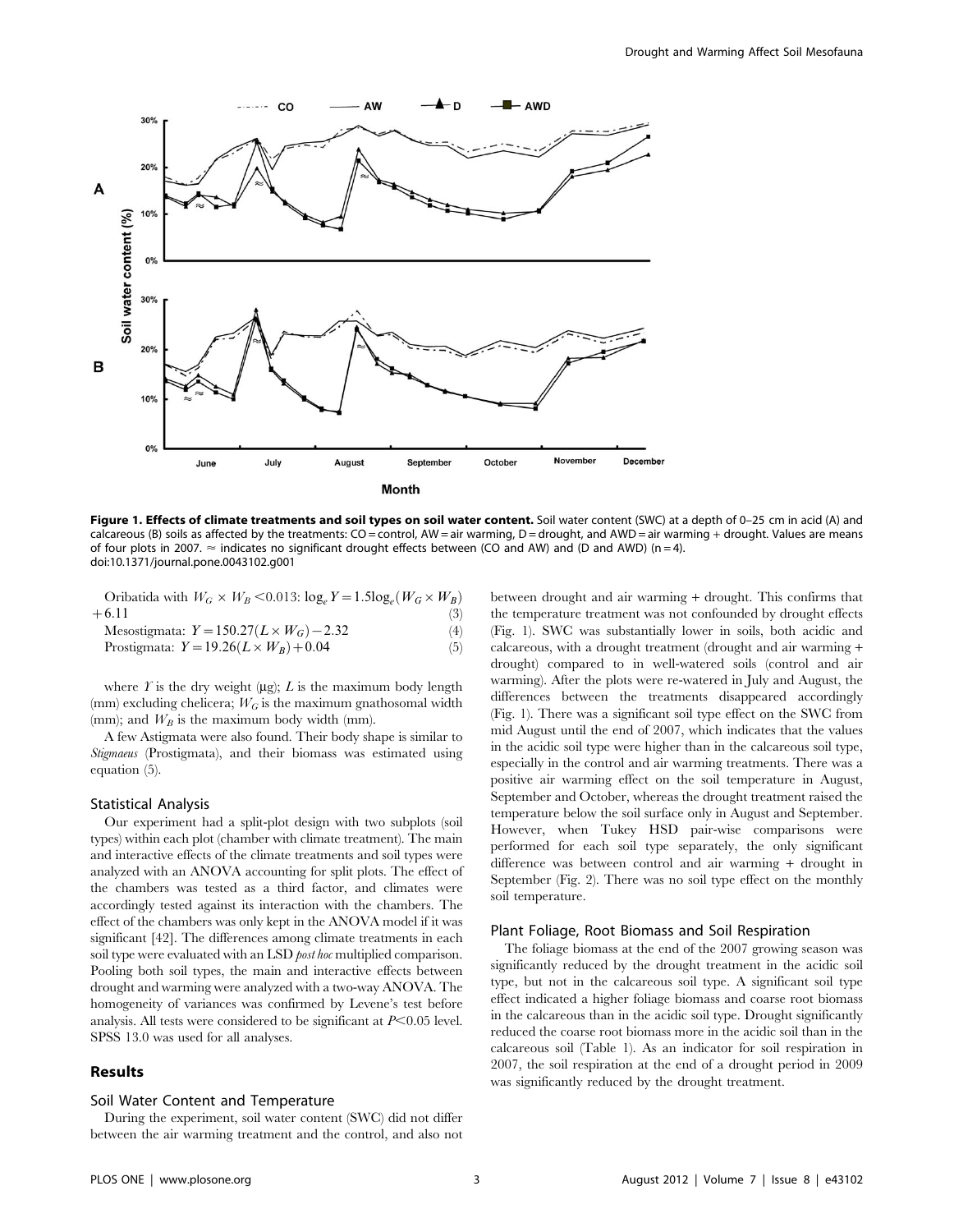**Figure 1. Effects of climate treatments and soil types on soil water content.** Soil water content (SWC) at a depth of 0–25 cm in acid (A) and calcareous (B) soils as affected by the treatments: CO = control, AW = air warming, D = drought, and AWD = air warming + drought. Values are means of four plots in 2007. ≈ indicates no significant drought effects between (CO and AW) and (D and AWD) (n = 4).
doi:10.1371/journal.pone.0043102.g001

Oribatida with $W_G \times W_B < 0.013$: $\log_e Y = 1.5\log_e(W_G \times W_B) + 6.11$ (3)

Mesostigmata: $Y = 150.27(L \times W_G) - 2.32$ (4)

Prostigmata: $Y = 19.26(L \times W_B) + 0.04$ (5)

where $Y$ is the dry weight (μg); $L$ is the maximum body length (mm) excluding chelicera; $W_G$ is the maximum gnathosomal width (mm); and $W_B$ is the maximum body width (mm).

A few Astigmata were also found. Their body shape is similar to *Stigmaeus* (Prostigmata), and their biomass was estimated using equation (5).

### Statistical Analysis

Our experiment had a split-plot design with two subplots (soil types) within each plot (chamber with climate treatment). The main and interactive effects of the climate treatments and soil types were analyzed with an ANOVA accounting for split plots. The effect of the chambers was tested as a third factor, and climates were accordingly tested against its interaction with the chambers. The effect of the chambers was only kept in the ANOVA model if it was significant [42]. The differences among climate treatments in each soil type were evaluated with an LSD *post hoc* multiplied comparison. Pooling both soil types, the main and interactive effects between drought and warming were analyzed with a two-way ANOVA. The homogeneity of variances was confirmed by Levene's test before analysis. All tests were considered to be significant at $P < 0.05$ level. SPSS 13.0 was used for all analyses.

## Results

### Soil Water Content and Temperature

During the experiment, soil water content (SWC) did not differ between the air warming treatment and the control, and also not between drought and air warming + drought. This confirms that the temperature treatment was not confounded by drought effects (Fig. 1). SWC was substantially lower in soils, both acidic and calcareous, with a drought treatment (drought and air warming + drought) compared to in well-watered soils (control and air warming). After the plots were re-watered in July and August, the differences between the treatments disappeared accordingly (Fig. 1). There was a significant soil type effect on the SWC from mid August until the end of 2007, which indicates that the values in the acidic soil type were higher than in the calcareous soil type, especially in the control and air warming treatments. There was a positive air warming effect on the soil temperature in August, September and October, whereas the drought treatment raised the temperature below the soil surface only in August and September. However, when Tukey HSD pair-wise comparisons were performed for each soil type separately, the only significant difference was between control and air warming + drought in September (Fig. 2). There was no soil type effect on the monthly soil temperature.

### Plant Foliage, Root Biomass and Soil Respiration

The foliage biomass at the end of the 2007 growing season was significantly reduced by the drought treatment in the acidic soil type, but not in the calcareous soil type. A significant soil type effect indicated a higher foliage biomass and coarse root biomass in the calcareous than in the acidic soil type. Drought significantly reduced the coarse root biomass more in the acidic soil than in the calcareous soil (Table 1). As an indicator for soil respiration in 2007, the soil respiration at the end of a drought period in 2009 was significantly reduced by the drought treatment.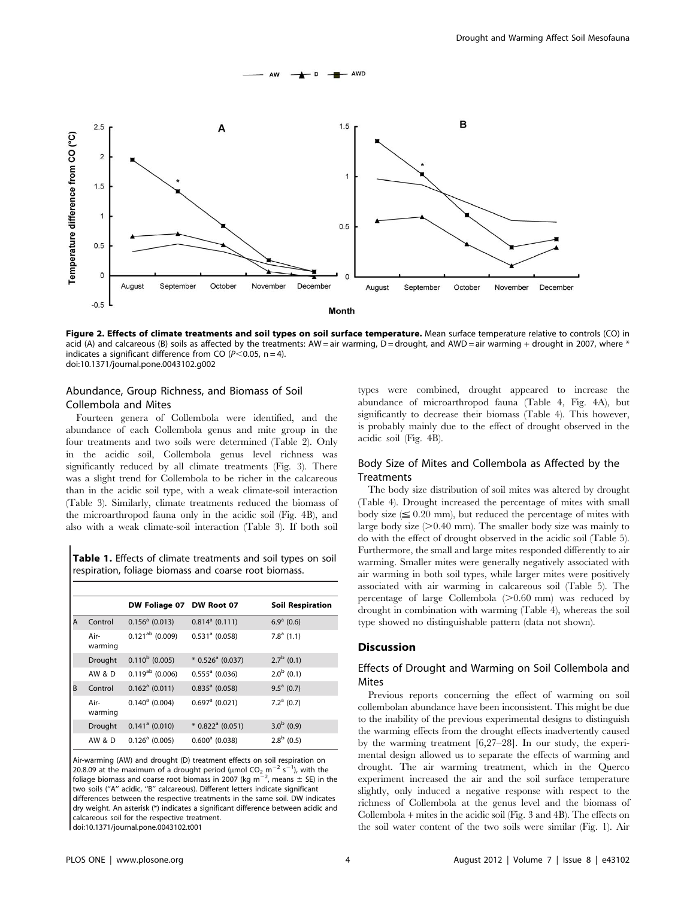Figure 2. Effects of climate treatments and soil types on soil surface temperature. Mean surface temperature relative to controls (CO) in acid (A) and calcareous (B) soils as affected by the treatments: AW = air warming, D = drought, and AWD = air warming + drought in 2007, where * indicates a significant difference from CO ($P<0.05$, n = 4).
doi:10.1371/journal.pone.0043102.g002

### Abundance, Group Richness, and Biomass of Soil Collembola and Mites

Fourteen genera of Collembola were identified, and the abundance of each Collembola genus and mite group in the four treatments and two soils were determined (Table 2). Only in the acidic soil, Collembola genus level richness was significantly reduced by all climate treatments (Fig. 3). There was a slight trend for Collembola to be richer in the calcareous than in the acidic soil type, with a weak climate-soil interaction (Table 3). Similarly, climate treatments reduced the biomass of the microarthropod fauna only in the acidic soil (Fig. 4B), and also with a weak climate-soil interaction (Table 3). If both soil types were combined, drought appeared to increase the abundance of microarthropod fauna (Table 4, Fig. 4A), but significantly to decrease their biomass (Table 4). This however, is probably mainly due to the effect of drought observed in the acidic soil (Fig. 4B).

**Table 1.** Effects of climate treatments and soil types on soil respiration, foliage biomass and coarse root biomass.

| | | DW Foliage 07 | DW Root 07 | Soil Respiration |
|---|---|---|---|---|
| A | Control | $0.156^{a}$ (0.013) | $0.814^{a}$ (0.111) | $6.9^{a}$ (0.6) |
| | Air-warming | $0.121^{ab}$ (0.009) | $0.531^{a}$ (0.058) | $7.8^{a}$ (1.1) |
| | Drought | $0.110^{b}$ (0.005) | * $0.526^{a}$ (0.037) | $2.7^{b}$ (0.1) |
| | AW & D | $0.119^{ab}$ (0.006) | $0.555^{a}$ (0.036) | $2.0^{b}$ (0.1) |
| B | Control | $0.162^{a}$ (0.011) | $0.835^{a}$ (0.058) | $9.5^{a}$ (0.7) |
| | Air-warming | $0.140^{a}$ (0.004) | $0.697^{a}$ (0.021) | $7.2^{a}$ (0.7) |
| | Drought | $0.141^{a}$ (0.010) | * $0.822^{a}$ (0.051) | $3.0^{b}$ (0.9) |
| | AW & D | $0.126^{a}$ (0.005) | $0.600^{a}$ (0.038) | $2.8^{b}$ (0.5) |

Air-warming (AW) and drought (D) treatment effects on soil respiration on 20.8.09 at the maximum of a drought period (μmol $CO_2$ $m^{-2}$ $s^{-1}$), with the foliage biomass and coarse root biomass in 2007 (kg $m^{-2}$, means ± SE) in the two soils ("A" acidic, "B" calcareous). Different letters indicate significant differences between the respective treatments in the same soil. DW indicates dry weight. An asterisk (*) indicates a significant difference between acidic and calcareous soil for the respective treatment.
doi:10.1371/journal.pone.0043102.t001

### Body Size of Mites and Collembola as Affected by the Treatments

The body size distribution of soil mites was altered by drought (Table 4). Drought increased the percentage of mites with small body size (≦ 0.20 mm), but reduced the percentage of mites with large body size (>0.40 mm). The smaller body size was mainly to do with the effect of drought observed in the acidic soil (Table 5). Furthermore, the small and large mites responded differently to air warming. Smaller mites were generally negatively associated with air warming in both soil types, while larger mites were positively associated with air warming in calcareous soil (Table 5). The percentage of large Collembola (>0.60 mm) was reduced by drought in combination with warming (Table 4), whereas the soil type showed no distinguishable pattern (data not shown).

## Discussion

### Effects of Drought and Warming on Soil Collembola and Mites

Previous reports concerning the effect of warming on soil collembolan abundance have been inconsistent. This might be due to the inability of the previous experimental designs to distinguish the warming effects from the drought effects inadvertently caused by the warming treatment [6,27–28]. In our study, the experimental design allowed us to separate the effects of warming and drought. The air warming treatment, which in the Querco experiment increased the air and the soil surface temperature slightly, only induced a negative response with respect to the richness of Collembola at the genus level and the biomass of Collembola + mites in the acidic soil (Fig. 3 and 4B). The effects on the soil water content of the two soils were similar (Fig. 1). Air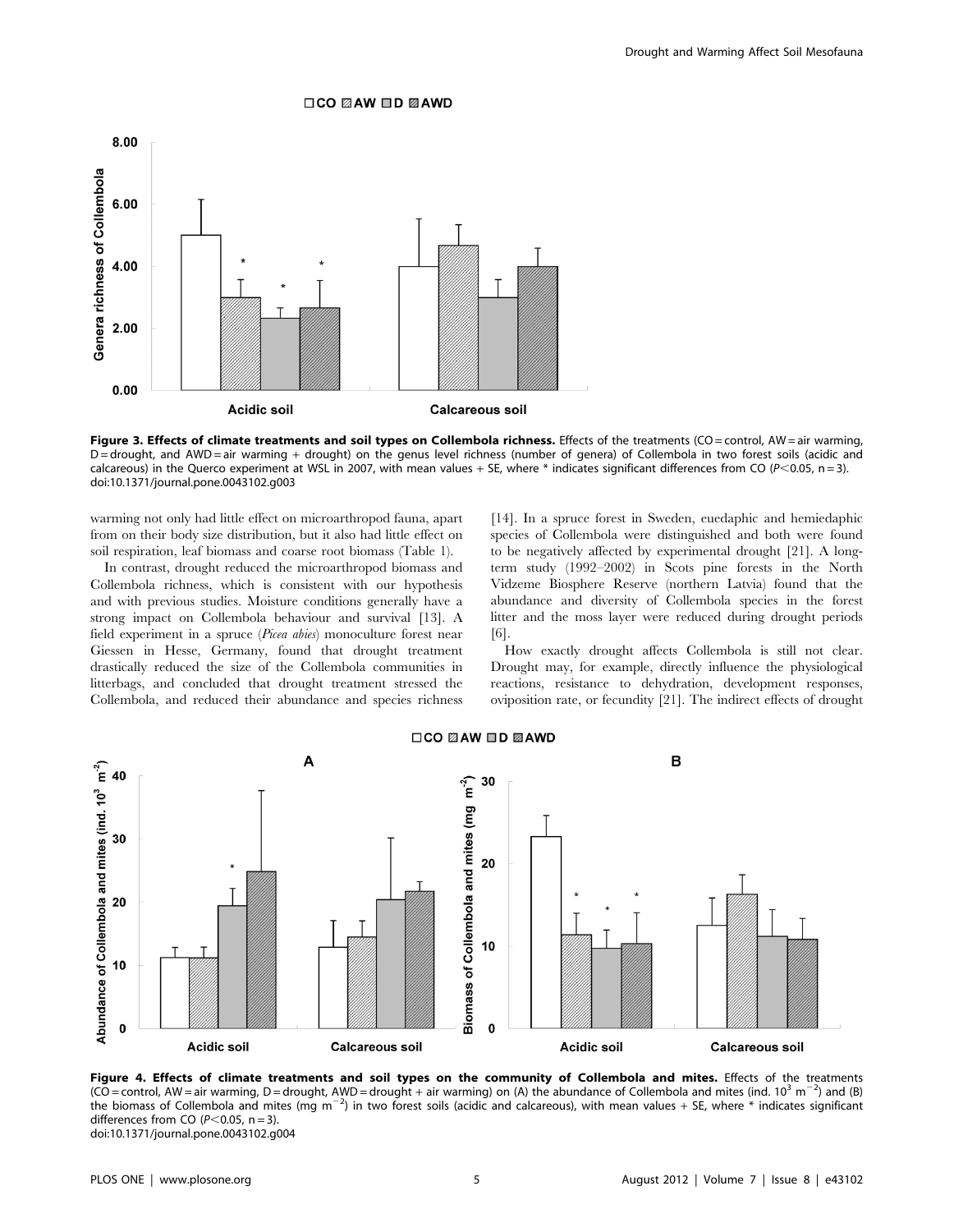**Figure 3. Effects of climate treatments and soil types on Collembola richness.** Effects of the treatments (CO = control, AW = air warming, D = drought, and AWD = air warming + drought) on the genus level richness (number of genera) of Collembola in two forest soils (acidic and calcareous) in the Querco experiment at WSL in 2007, with mean values + SE, where * indicates significant differences from CO ($P<0.05$, n = 3).
doi:10.1371/journal.pone.0043102.g003

warming not only had little effect on microarthropod fauna, apart from on their body size distribution, but it also had little effect on soil respiration, leaf biomass and coarse root biomass (Table 1).

In contrast, drought reduced the microarthropod biomass and Collembola richness, which is consistent with our hypothesis and with previous studies. Moisture conditions generally have a strong impact on Collembola behaviour and survival [13]. A field experiment in a spruce (*Picea abies*) monoculture forest near Giessen in Hesse, Germany, found that drought treatment drastically reduced the size of the Collembola communities in litterbags, and concluded that drought treatment stressed the Collembola, and reduced their abundance and species richness [14]. In a spruce forest in Sweden, euedaphic and hemiedaphic species of Collembola were distinguished and both were found to be negatively affected by experimental drought [21]. A long-term study (1992–2002) in Scots pine forests in the North Vidzeme Biosphere Reserve (northern Latvia) found that the abundance and diversity of Collembola species in the forest litter and the moss layer were reduced during drought periods [6].

How exactly drought affects Collembola is still not clear. Drought may, for example, directly influence the physiological reactions, resistance to dehydration, development responses, oviposition rate, or fecundity [21]. The indirect effects of drought

**Figure 4. Effects of climate treatments and soil types on the community of Collembola and mites.** Effects of the treatments (CO = control, AW = air warming, D = drought, AWD = drought + air warming) on (A) the abundance of Collembola and mites (ind. $10^3$ $m^{-2}$) and (B) the biomass of Collembola and mites (mg $m^{-2}$) in two forest soils (acidic and calcareous), with mean values + SE, where * indicates significant differences from CO ($P<0.05$, n = 3).
doi:10.1371/journal.pone.0043102.g004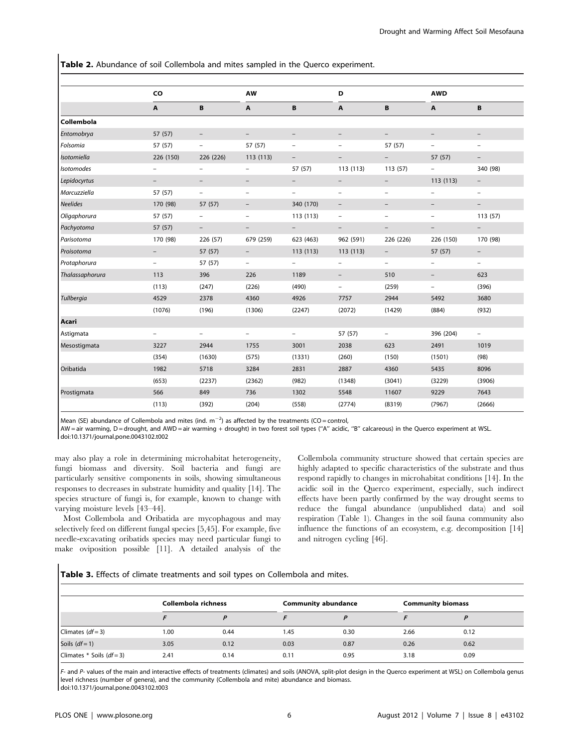**Table 2.** Abundance of soil Collembola and mites sampled in the Querco experiment.

| | CO | | AW | | D | | AWD | |
|---|---|---|---|---|---|---|---|---|
| | A | B | A | B | A | B | A | B |
| **Collembola** | | | | | | | | |
| *Entomobrya* | 57 (57) | – | – | – | – | – | – | – |
| *Folsomia* | 57 (57) | – | 57 (57) | – | – | 57 (57) | – | – |
| *Isotomiella* | 226 (150) | 226 (226) | 113 (113) | – | – | – | 57 (57) | – |
| *Isotomodes* | – | – | – | 57 (57) | 113 (113) | 113 (57) | – | 340 (98) |
| *Lepidocyrtus* | – | – | – | – | – | – | 113 (113) | – |
| *Marcuzziella* | 57 (57) | – | – | – | – | – | – | – |
| *Neelides* | 170 (98) | 57 (57) | – | 340 (170) | – | – | – | – |
| *Oligaphorura* | 57 (57) | – | – | 113 (113) | – | – | – | 113 (57) |
| *Pachyotoma* | 57 (57) | – | – | – | – | – | – | – |
| *Parisotoma* | 170 (98) | 226 (57) | 679 (259) | 623 (463) | 962 (591) | 226 (226) | 226 (150) | 170 (98) |
| *Proisotoma* | – | 57 (57) | – | 113 (113) | 113 (113) | – | 57 (57) | – |
| *Protaphorura* | – | 57 (57) | – | – | – | – | – | – |
| *Thalassaphorura* | 113 | 396 | 226 | 1189 | – | 510 | – | 623 |
| | (113) | (247) | (226) | (490) | – | (259) | – | (396) |
| *Tullbergia* | 4529 | 2378 | 4360 | 4926 | 7757 | 2944 | 5492 | 3680 |
| | (1076) | (196) | (1306) | (2247) | (2072) | (1429) | (884) | (932) |
| **Acari** | | | | | | | | |
| Astigmata | – | – | – | – | 57 (57) | – | 396 (204) | – |
| Mesostigmata | 3227 | 2944 | 1755 | 3001 | 2038 | 623 | 2491 | 1019 |
| | (354) | (1630) | (575) | (1331) | (260) | (150) | (1501) | (98) |
| Oribatida | 1982 | 5718 | 3284 | 2831 | 2887 | 4360 | 5435 | 8096 |
| | (653) | (2237) | (2362) | (982) | (1348) | (3041) | (3229) | (3906) |
| Prostigmata | 566 | 849 | 736 | 1302 | 5548 | 11607 | 9229 | 7643 |
| | (113) | (392) | (204) | (558) | (2774) | (8319) | (7967) | (2666) |

Mean (SE) abundance of Collembola and mites (ind. $m^{-2}$) as affected by the treatments (CO = control, AW = air warming, D = drought, and AWD = air warming + drought) in two forest soil types ("A" acidic, "B" calcareous) in the Querco experiment at WSL.
doi:10.1371/journal.pone.0043102.t002

may also play a role in determining microhabitat heterogeneity, fungi biomass and diversity. Soil bacteria and fungi are particularly sensitive components in soils, showing simultaneous responses to decreases in substrate humidity and quality [14]. The species structure of fungi is, for example, known to change with varying moisture levels [43–44].

Most Collembola and Oribatida are mycophagous and may selectively feed on different fungal species [5,45]. For example, five needle-excavating oribatids species may need particular fungi to make oviposition possible [11]. A detailed analysis of the Collembola community structure showed that certain species are highly adapted to specific characteristics of the substrate and thus respond rapidly to changes in microhabitat conditions [14]. In the acidic soil in the Querco experiment, especially, such indirect effects have been partly confirmed by the way drought seems to reduce the fungal abundance (unpublished data) and soil respiration (Table 1). Changes in the soil fauna community also influence the functions of an ecosystem, e.g. decomposition [14] and nitrogen cycling [46].

**Table 3.** Effects of climate treatments and soil types on Collembola and mites.

| | Collembola richness | | Community abundance | | Community biomass | |
|---|---|---|---|---|---|---|
| | *F* | *P* | *F* | *P* | *F* | *P* |
| Climates ($df = 3$) | 1.00 | 0.44 | 1.45 | 0.30 | 2.66 | 0.12 |
| Soils ($df = 1$) | 3.05 | 0.12 | 0.03 | 0.87 | 0.26 | 0.62 |
| Climates * Soils ($df = 3$) | 2.41 | 0.14 | 0.11 | 0.95 | 3.18 | 0.09 |

*F*- and *P*- values of the main and interactive effects of treatments (climates) and soils (ANOVA, split-plot design in the Querco experiment at WSL) on Collembola genus level richness (number of genera), and the community (Collembola and mite) abundance and biomass.
doi:10.1371/journal.pone.0043102.t003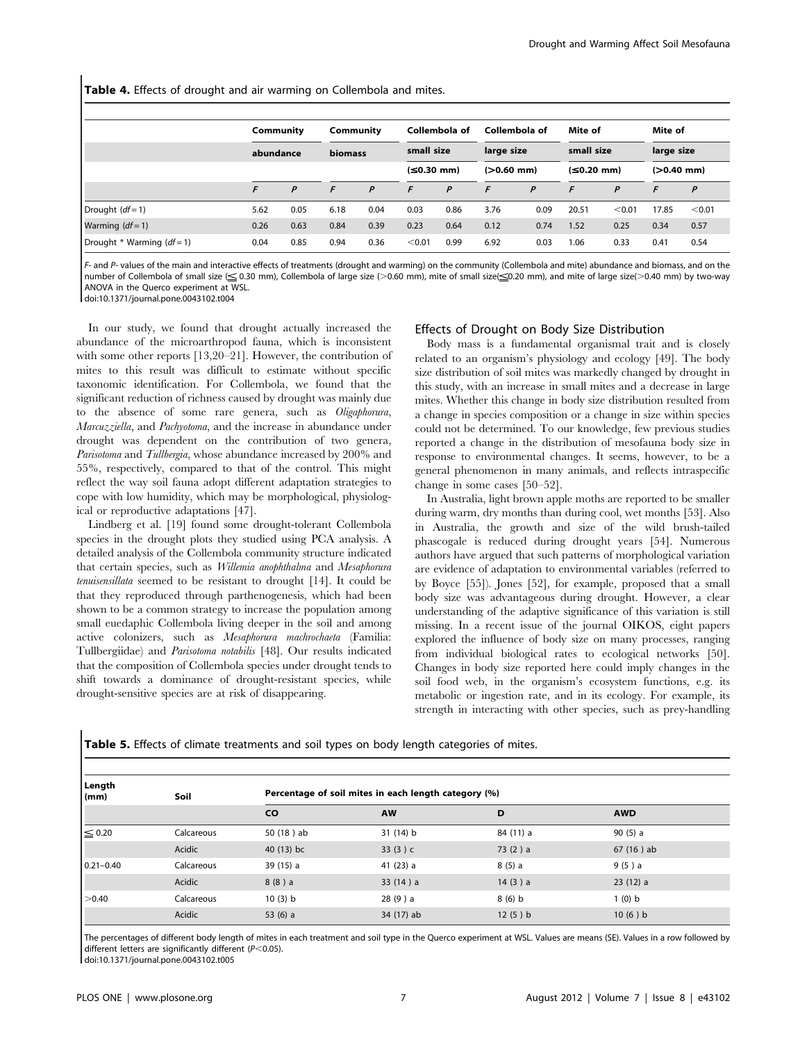**Table 4.** Effects of drought and air warming on Collembola and mites.

| | Community abundance | | Community biomass | | Collembola of small size (≤0.30 mm) | | Collembola of large size (>0.60 mm) | | Mite of small size (≤0.20 mm) | | Mite of large size (>0.40 mm) | |
|---|---|---|---|---|---|---|---|---|---|---|---|---|
| | *F* | *P* | *F* | *P* | *F* | *P* | *F* | *P* | *F* | *P* | *F* | *P* |
| Drought (*df* = 1) | 5.62 | 0.05 | 6.18 | 0.04 | 0.03 | 0.86 | 3.76 | 0.09 | 20.51 | <0.01 | 17.85 | <0.01 |
| Warming (*df* = 1) | 0.26 | 0.63 | 0.84 | 0.39 | 0.23 | 0.64 | 0.12 | 0.74 | 1.52 | 0.25 | 0.34 | 0.57 |
| Drought * Warming (*df* = 1) | 0.04 | 0.85 | 0.94 | 0.36 | <0.01 | 0.99 | 6.92 | 0.03 | 1.06 | 0.33 | 0.41 | 0.54 |

*F*- and *P*- values of the main and interactive effects of treatments (drought and warming) on the community (Collembola and mite) abundance and biomass, and on the number of Collembola of small size (≦ 0.30 mm), Collembola of large size (>0.60 mm), mite of small size(≦0.20 mm), and mite of large size(>0.40 mm) by two-way ANOVA in the Querco experiment at WSL.
doi:10.1371/journal.pone.0043102.t004

In our study, we found that drought actually increased the abundance of the microarthropod fauna, which is inconsistent with some other reports [13,20–21]. However, the contribution of mites to this result was difficult to estimate without specific taxonomic identification. For Collembola, we found that the significant reduction of richness caused by drought was mainly due to the absence of some rare genera, such as *Oligaphorura*, *Marcuzziella*, and *Pachyotoma*, and the increase in abundance under drought was dependent on the contribution of two genera, *Parisotoma* and *Tullbergia*, whose abundance increased by 200% and 55%, respectively, compared to that of the control. This might reflect the way soil fauna adopt different adaptation strategies to cope with low humidity, which may be morphological, physiological or reproductive adaptations [47].

Lindberg et al. [19] found some drought-tolerant Collembola species in the drought plots they studied using PCA analysis. A detailed analysis of the Collembola community structure indicated that certain species, such as *Willemia anophthalma* and *Mesaphorura tenuisensillata* seemed to be resistant to drought [14]. It could be that they reproduced through parthenogenesis, which had been shown to be a common strategy to increase the population among small euedaphic Collembola living deeper in the soil and among active colonizers, such as *Mesaphorura machrochaeta* (Familia: Tullbergiidae) and *Parisotoma notabilis* [48]. Our results indicated that the composition of Collembola species under drought tends to shift towards a dominance of drought-resistant species, while drought-sensitive species are at risk of disappearing.

## Effects of Drought on Body Size Distribution

Body mass is a fundamental organismal trait and is closely related to an organism's physiology and ecology [49]. The body size distribution of soil mites was markedly changed by drought in this study, with an increase in small mites and a decrease in large mites. Whether this change in body size distribution resulted from a change in species composition or a change in size within species could not be determined. To our knowledge, few previous studies reported a change in the distribution of mesofauna body size in response to environmental changes. It seems, however, to be a general phenomenon in many animals, and reflects intraspecific change in some cases [50–52].

In Australia, light brown apple moths are reported to be smaller during warm, dry months than during cool, wet months [53]. Also in Australia, the growth and size of the wild brush-tailed phascogale is reduced during drought years [54]. Numerous authors have argued that such patterns of morphological variation are evidence of adaptation to environmental variables (referred to by Boyce [55]). Jones [52], for example, proposed that a small body size was advantageous during drought. However, a clear understanding of the adaptive significance of this variation is still missing. In a recent issue of the journal OIKOS, eight papers explored the influence of body size on many processes, ranging from individual biological rates to ecological networks [50]. Changes in body size reported here could imply changes in the soil food web, in the organism's ecosystem functions, e.g. its metabolic or ingestion rate, and in its ecology. For example, its strength in interacting with other species, such as prey-handling

**Table 5.** Effects of climate treatments and soil types on body length categories of mites.

| Length (mm) | Soil | Percentage of soil mites in each length category (%) | | | |
|---|---|---|---|---|---|
| | | CO | AW | D | AWD |
| ≦ 0.20 | Calcareous | 50 (18 ) ab | 31 (14) b | 84 (11) a | 90 (5) a |
| | Acidic | 40 (13) bc | 33 (3 ) c | 73 (2 ) a | 67 (16 ) ab |
| 0.21–0.40 | Calcareous | 39 (15) a | 41 (23) a | 8 (5) a | 9 (5 ) a |
| | Acidic | 8 (8 ) a | 33 (14 ) a | 14 (3 ) a | 23 (12) a |
| >0.40 | Calcareous | 10 (3) b | 28 (9 ) a | 8 (6) b | 1 (0) b |
| | Acidic | 53 (6) a | 34 (17) ab | 12 (5 ) b | 10 (6 ) b |

The percentages of different body length of mites in each treatment and soil type in the Querco experiment at WSL. Values are means (SE). Values in a row followed by different letters are significantly different ($P<0.05$).
doi:10.1371/journal.pone.0043102.t005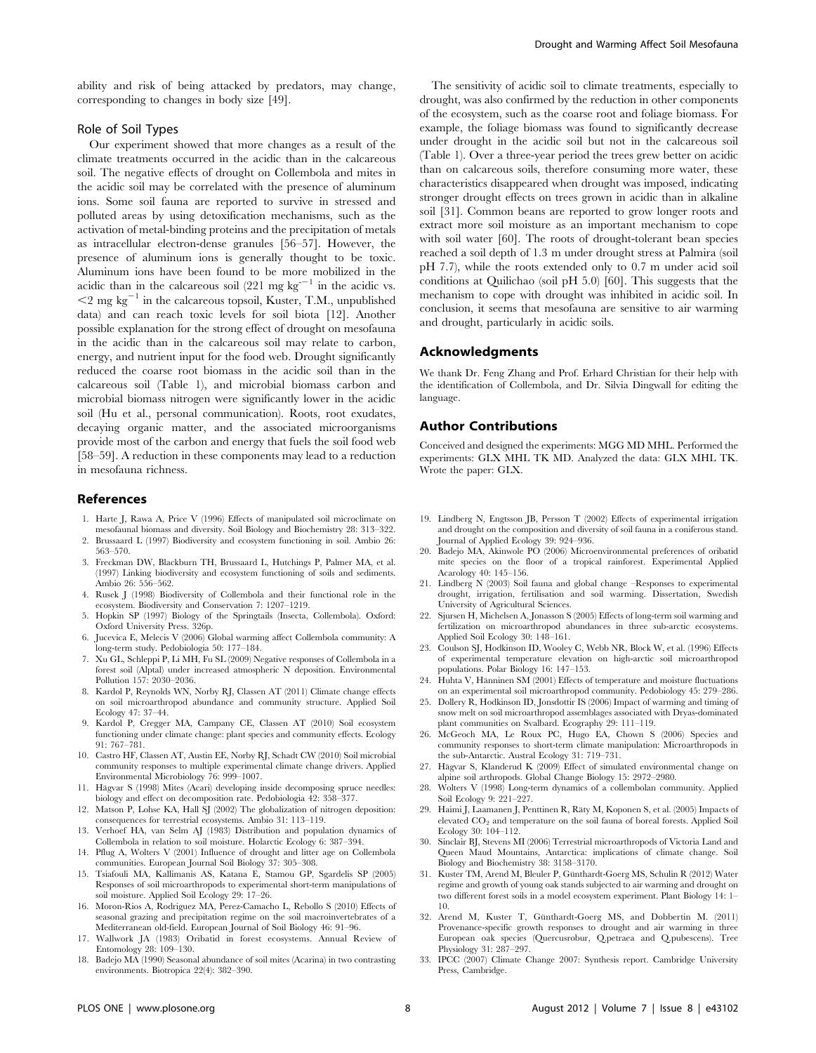ability and risk of being attacked by predators, may change, corresponding to changes in body size [49].

### Role of Soil Types

Our experiment showed that more changes as a result of the climate treatments occurred in the acidic than in the calcareous soil. The negative effects of drought on Collembola and mites in the acidic soil may be correlated with the presence of aluminum ions. Some soil fauna are reported to survive in stressed and polluted areas by using detoxification mechanisms, such as the activation of metal-binding proteins and the precipitation of metals as intracellular electron-dense granules [56–57]. However, the presence of aluminum ions is generally thought to be toxic. Aluminum ions have been found to be more mobilized in the acidic than in the calcareous soil (221 mg $kg^{-1}$ in the acidic vs. <2 mg $kg^{-1}$ in the calcareous topsoil, Kuster, T.M., unpublished data) and can reach toxic levels for soil biota [12]. Another possible explanation for the strong effect of drought on mesofauna in the acidic than in the calcareous soil may relate to carbon, energy, and nutrient input for the food web. Drought significantly reduced the coarse root biomass in the acidic soil than in the calcareous soil (Table 1), and microbial biomass carbon and microbial biomass nitrogen were significantly lower in the acidic soil (Hu et al., personal communication). Roots, root exudates, decaying organic matter, and the associated microorganisms provide most of the carbon and energy that fuels the soil food web [58–59]. A reduction in these components may lead to a reduction in mesofauna richness.

The sensitivity of acidic soil to climate treatments, especially to drought, was also confirmed by the reduction in other components of the ecosystem, such as the coarse root and foliage biomass. For example, the foliage biomass was found to significantly decrease under drought in the acidic soil but not in the calcareous soil (Table 1). Over a three-year period the trees grew better on acidic than on calcareous soils, therefore consuming more water, these characteristics disappeared when drought was imposed, indicating stronger drought effects on trees grown in acidic than in alkaline soil [31]. Common beans are reported to grow longer roots and extract more soil moisture as an important mechanism to cope with soil water [60]. The roots of drought-tolerant bean species reached a soil depth of 1.3 m under drought stress at Palmira (soil pH 7.7), while the roots extended only to 0.7 m under acid soil conditions at Quilichao (soil pH 5.0) [60]. This suggests that the mechanism to cope with drought was inhibited in acidic soil. In conclusion, it seems that mesofauna are sensitive to air warming and drought, particularly in acidic soils.

## Acknowledgments

We thank Dr. Feng Zhang and Prof. Erhard Christian for their help with the identification of Collembola, and Dr. Silvia Dingwall for editing the language.

## Author Contributions

Conceived and designed the experiments: MGG MD MHL. Performed the experiments: GLX MHL TK MD. Analyzed the data: GLX MHL TK. Wrote the paper: GLX.

## References

1. Harte J, Rawa A, Price V (1996) Effects of manipulated soil microclimate on mesofaunal biomass and diversity. Soil Biology and Biochemistry 28: 313–322.
2. Brussaard L (1997) Biodiversity and ecosystem functioning in soil. Ambio 26: 563–570.
3. Freckman DW, Blackburn TH, Brussaard L, Hutchings P, Palmer MA, et al. (1997) Linking biodiversity and ecosystem functioning of soils and sediments. Ambio 26: 556–562.
4. Rusek J (1998) Biodiversity of Collembola and their functional role in the ecosystem. Biodiversity and Conservation 7: 1207–1219.
5. Hopkin SP (1997) Biology of the Springtails (Insecta, Collembola). Oxford: Oxford University Press. 326p.
6. Jucevica E, Melecis V (2006) Global warming affect Collembola community: A long-term study. Pedobiologia 50: 177–184.
7. Xu GL, Schleppi P, Li MH, Fu SL (2009) Negative responses of Collembola in a forest soil (Alptal) under increased atmospheric N deposition. Environmental Pollution 157: 2030–2036.
8. Kardol P, Reynolds WN, Norby RJ, Classen AT (2011) Climate change effects on soil microarthropod abundance and community structure. Applied Soil Ecology 47: 37–44.
9. Kardol P, Cregger MA, Campany CE, Classen AT (2010) Soil ecosystem functioning under climate change: plant species and community effects. Ecology 91: 767–781.
10. Castro HF, Classen AT, Austin EE, Norby RJ, Schadt CW (2010) Soil microbial community responses to multiple experimental climate change drivers. Applied Environmental Microbiology 76: 999–1007.
11. Hågvar S (1998) Mites (Acari) developing inside decomposing spruce needles: biology and effect on decomposition rate. Pedobiologia 42: 358–377.
12. Matson P, Lohse KA, Hall SJ (2002) The globalization of nitrogen deposition: consequences for terrestrial ecosystems. Ambio 31: 113–119.
13. Verhoef HA, van Selm AJ (1983) Distribution and population dynamics of Collembola in relation to soil moisture. Holarctic Ecology 6: 387–394.
14. Pflug A, Wolters V (2001) Influence of drought and litter age on Collembola communities. European Journal Soil Biology 37: 305–308.
15. Tsiafouli MA, Kallimanis AS, Katana E, Stamou GP, Sgardelis SP (2005) Responses of soil microarthropods to experimental short-term manipulations of soil moisture. Applied Soil Ecology 29: 17–26.
16. Moron-Rios A, Rodriguez MA, Perez-Camacho L, Rebollo S (2010) Effects of seasonal grazing and precipitation regime on the soil macroinvertebrates of a Mediterranean old-field. European Journal of Soil Biology 46: 91–96.
17. Wallwork JA (1983) Oribatid in forest ecosystems. Annual Review of Entomology 28: 109–130.
18. Badejo MA (1990) Seasonal abundance of soil mites (Acarina) in two contrasting environments. Biotropica 22(4): 382–390.
19. Lindberg N, Engtsson JB, Persson T (2002) Effects of experimental irrigation and drought on the composition and diversity of soil fauna in a coniferous stand. Journal of Applied Ecology 39: 924–936.
20. Badejo MA, Akinwole PO (2006) Microenvironmental preferences of oribatid mite species on the floor of a tropical rainforest. Experimental Applied Acarology 40: 145–156.
21. Lindberg N (2003) Soil fauna and global change –Responses to experimental drought, irrigation, fertilisation and soil warming. Dissertation, Swedish University of Agricultural Sciences.
22. Sjursen H, Michelsen A, Jonasson S (2005) Effects of long-term soil warming and fertilization on microarthropod abundances in three sub-arctic ecosystems. Applied Soil Ecology 30: 148–161.
23. Coulson SJ, Hodkinson ID, Wooley C, Webb NR, Block W, et al. (1996) Effects of experimental temperature elevation on high-arctic soil microarthropod populations. Polar Biology 16: 147–153.
24. Huhta V, Hänninen SM (2001) Effects of temperature and moisture fluctuations on an experimental soil microarthropod community. Pedobiology 45: 279–286.
25. Dollery R, Hodkinson ID, Jonsdottir IS (2006) Impact of warming and timing of snow melt on soil microarthropod assemblages associated with Dryas-dominated plant communities on Svalbard. Ecography 29: 111–119.
26. McGeoch MA, Le Roux PC, Hugo EA, Chown S (2006) Species and community responses to short-term climate manipulation: Microarthropods in the sub-Antarctic. Austral Ecology 31: 719–731.
27. Hågvar S, Klanderud K (2009) Effect of simulated environmental change on alpine soil arthropods. Global Change Biology 15: 2972–2980.
28. Wolters V (1998) Long-term dynamics of a collembolan community. Applied Soil Ecology 9: 221–227.
29. Haimi J, Laamanen J, Penttinen R, Räty M, Koponen S, et al. (2005) Impacts of elevated $CO_2$ and temperature on the soil fauna of boreal forests. Applied Soil Ecology 30: 104–112.
30. Sinclair BJ, Stevens MI (2006) Terrestrial microarthropods of Victoria Land and Queen Maud Mountains, Antarctica: implications of climate change. Soil Biology and Biochemistry 38: 3158–3170.
31. Kuster TM, Arend M, Bleuler P, Günthardt-Goerg MS, Schulin R (2012) Water regime and growth of young oak stands subjected to air warming and drought on two different forest soils in a model ecosystem experiment. Plant Biology 14: 1–10.
32. Arend M, Kuster T, Günthardt-Goerg MS, and Dobbertin M. (2011) Provenance-specific growth responses to drought and air warming in three European oak species (Quercusrobur, Q.petraea and Q.pubescens). Tree Physiology 31: 287–297.
33. IPCC (2007) Climate Change 2007: Synthesis report. Cambridge University Press, Cambridge.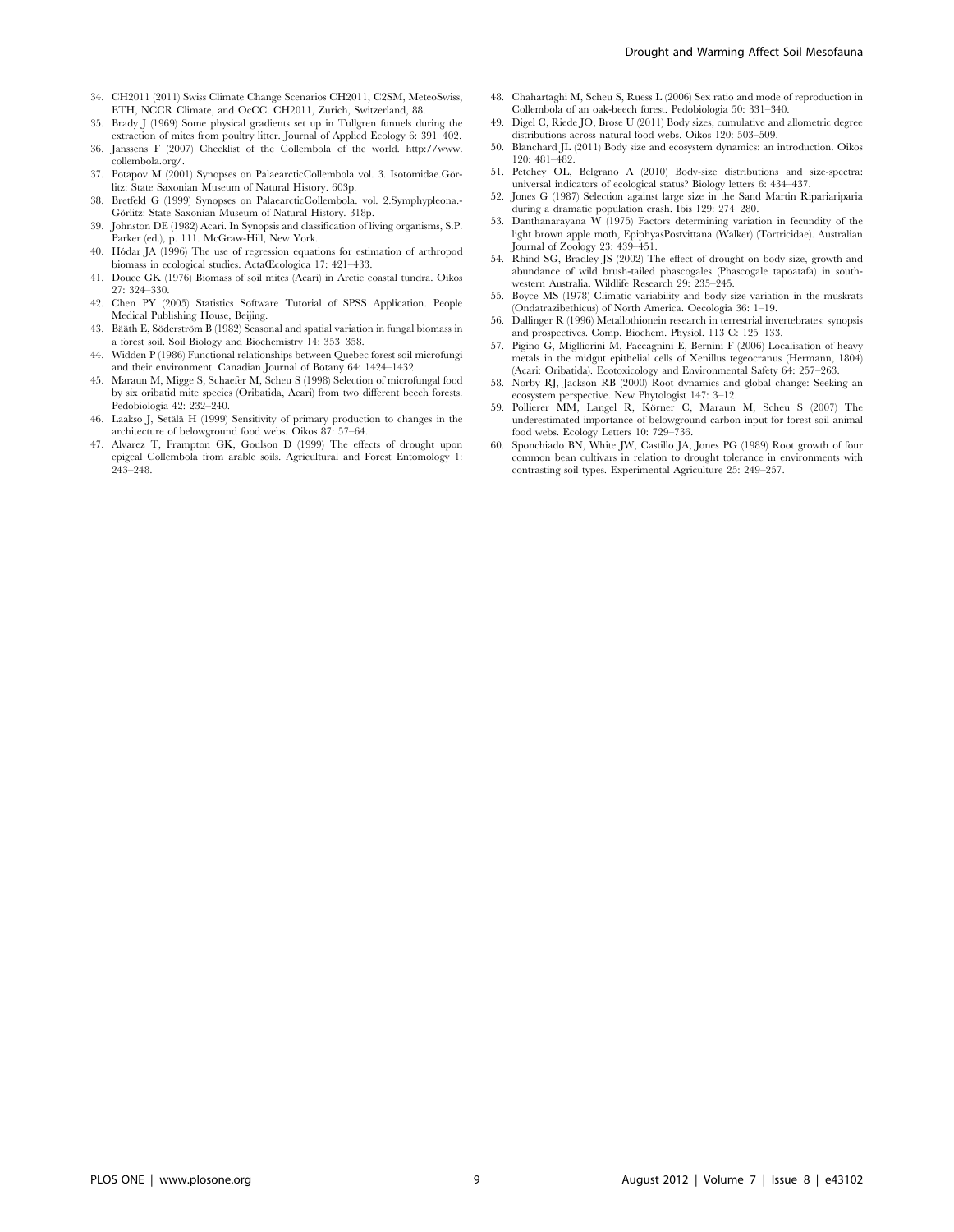34. CH2011 (2011) Swiss Climate Change Scenarios CH2011, C2SM, MeteoSwiss, ETH, NCCR Climate, and OcCC. CH2011, Zurich, Switzerland, 88.
35. Brady J (1969) Some physical gradients set up in Tullgren funnels during the extraction of mites from poultry litter. Journal of Applied Ecology 6: 391–402.
36. Janssens F (2007) Checklist of the Collembola of the world. http://www.collembola.org/.
37. Potapov M (2001) Synopses on PalaearcticCollembola vol. 3. Isotomidae.Görlitz: State Saxonian Museum of Natural History. 603p.
38. Bretfeld G (1999) Synopses on PalaearcticCollembola. vol. 2.Symphypleona.-Görlitz: State Saxonian Museum of Natural History. 318p.
39. Johnston DE (1982) Acari. In Synopsis and classification of living organisms, S.P. Parker (ed.), p. 111. McGraw-Hill, New York.
40. Hódar JA (1996) The use of regression equations for estimation of arthropod biomass in ecological studies. ActaŒcologica 17: 421–433.
41. Douce GK (1976) Biomass of soil mites (Acari) in Arctic coastal tundra. Oikos 27: 324–330.
42. Chen PY (2005) Statistics Software Tutorial of SPSS Application. People Medical Publishing House, Beijing.
43. Bääth E, Söderström B (1982) Seasonal and spatial variation in fungal biomass in a forest soil. Soil Biology and Biochemistry 14: 353–358.
44. Widden P (1986) Functional relationships between Quebec forest soil microfungi and their environment. Canadian Journal of Botany 64: 1424–1432.
45. Maraun M, Migge S, Schaefer M, Scheu S (1998) Selection of microfungal food by six oribatid mite species (Oribatida, Acari) from two different beech forests. Pedobiologia 42: 232–240.
46. Laakso J, Setälä H (1999) Sensitivity of primary production to changes in the architecture of belowground food webs. Oikos 87: 57–64.
47. Alvarez T, Frampton GK, Goulson D (1999) The effects of drought upon epigeal Collembola from arable soils. Agricultural and Forest Entomology 1: 243–248.
48. Chahartaghi M, Scheu S, Ruess L (2006) Sex ratio and mode of reproduction in Collembola of an oak-beech forest. Pedobiologia 50: 331–340.
49. Digel C, Riede JO, Brose U (2011) Body sizes, cumulative and allometric degree distributions across natural food webs. Oikos 120: 503–509.
50. Blanchard JL (2011) Body size and ecosystem dynamics: an introduction. Oikos 120: 481–482.
51. Petchey OL, Belgrano A (2010) Body-size distributions and size-spectra: universal indicators of ecological status? Biology letters 6: 434–437.
52. Jones G (1987) Selection against large size in the Sand Martin Ripariariparia during a dramatic population crash. Ibis 129: 274–280.
53. Danthanarayana W (1975) Factors determining variation in fecundity of the light brown apple moth, EpiphyasPostvittana (Walker) (Tortricidae). Australian Journal of Zoology 23: 439–451.
54. Rhind SG, Bradley JS (2002) The effect of drought on body size, growth and abundance of wild brush-tailed phascogales (Phascogale tapoatafa) in south-western Australia. Wildlife Research 29: 235–245.
55. Boyce MS (1978) Climatic variability and body size variation in the muskrats (Ondatrazibethicus) of North America. Oecologia 36: 1–19.
56. Dallinger R (1996) Metallothionein research in terrestrial invertebrates: synopsis and prospectives. Comp. Biochem. Physiol. 113 C: 125–133.
57. Pigino G, Migliorini M, Paccagnini E, Bernini F (2006) Localisation of heavy metals in the midgut epithelial cells of Xenillus tegeocranus (Hermann, 1804) (Acari: Oribatida). Ecotoxicology and Environmental Safety 64: 257–263.
58. Norby RJ, Jackson RB (2000) Root dynamics and global change: Seeking an ecosystem perspective. New Phytologist 147: 3–12.
59. Pollierer MM, Langel R, Körner C, Maraun M, Scheu S (2007) The underestimated importance of belowground carbon input for forest soil animal food webs. Ecology Letters 10: 729–736.
60. Sponchiado BN, White JW, Castillo JA, Jones PG (1989) Root growth of four common bean cultivars in relation to drought tolerance in environments with contrasting soil types. Experimental Agriculture 25: 249–257.